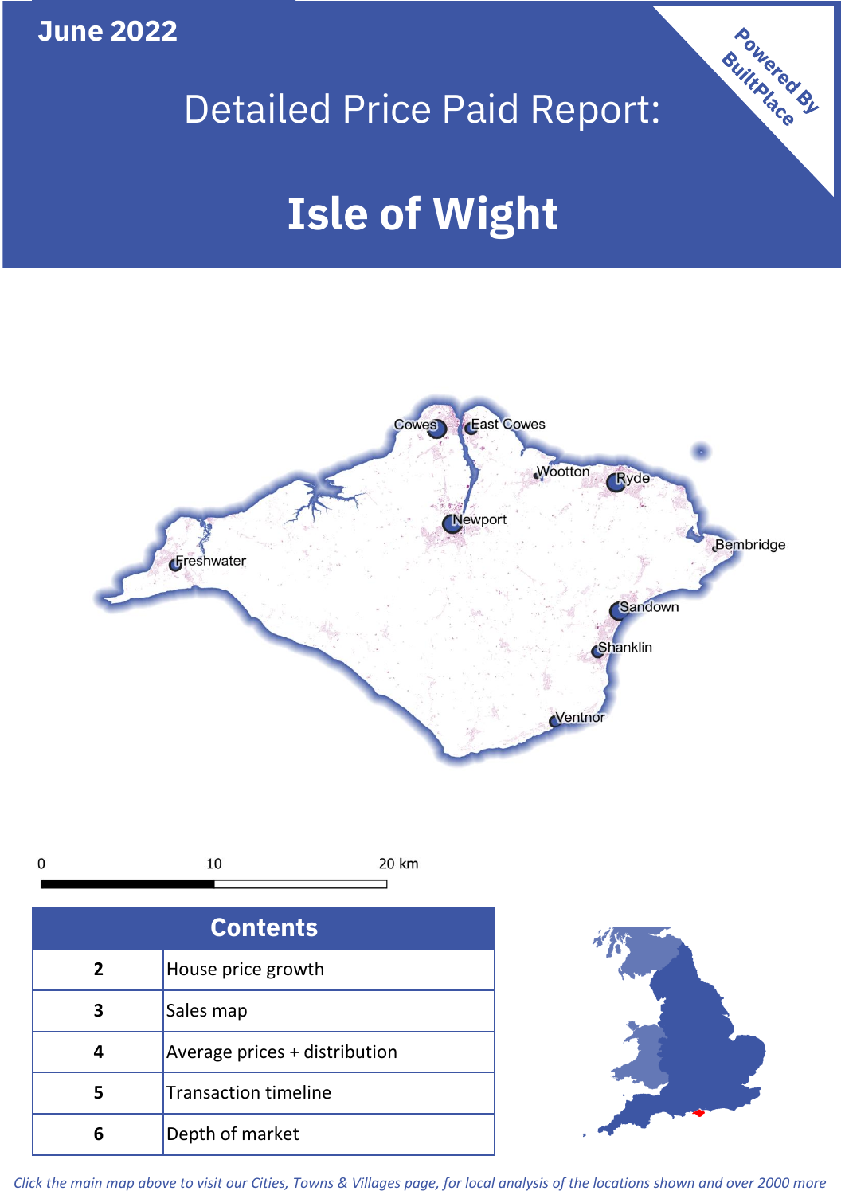June 2022

# Detailed Price Paid Report:

# Isle of Wight

Powered By BuiltPlace

Cowes, East Cowes, Wootton, Ryde, Newport, Bembridge, Freshwater, Sandown, Shanklin, Ventnor

0 10 20 km

| Contents | |
|---|---|
| 2 | House price growth |
| 3 | Sales map |
| 4 | Average prices + distribution |
| 5 | Transaction timeline |
| 6 | Depth of market |

*Click the main map above to visit our Cities, Towns & Villages page, for local analysis of the locations shown and over 2000 more*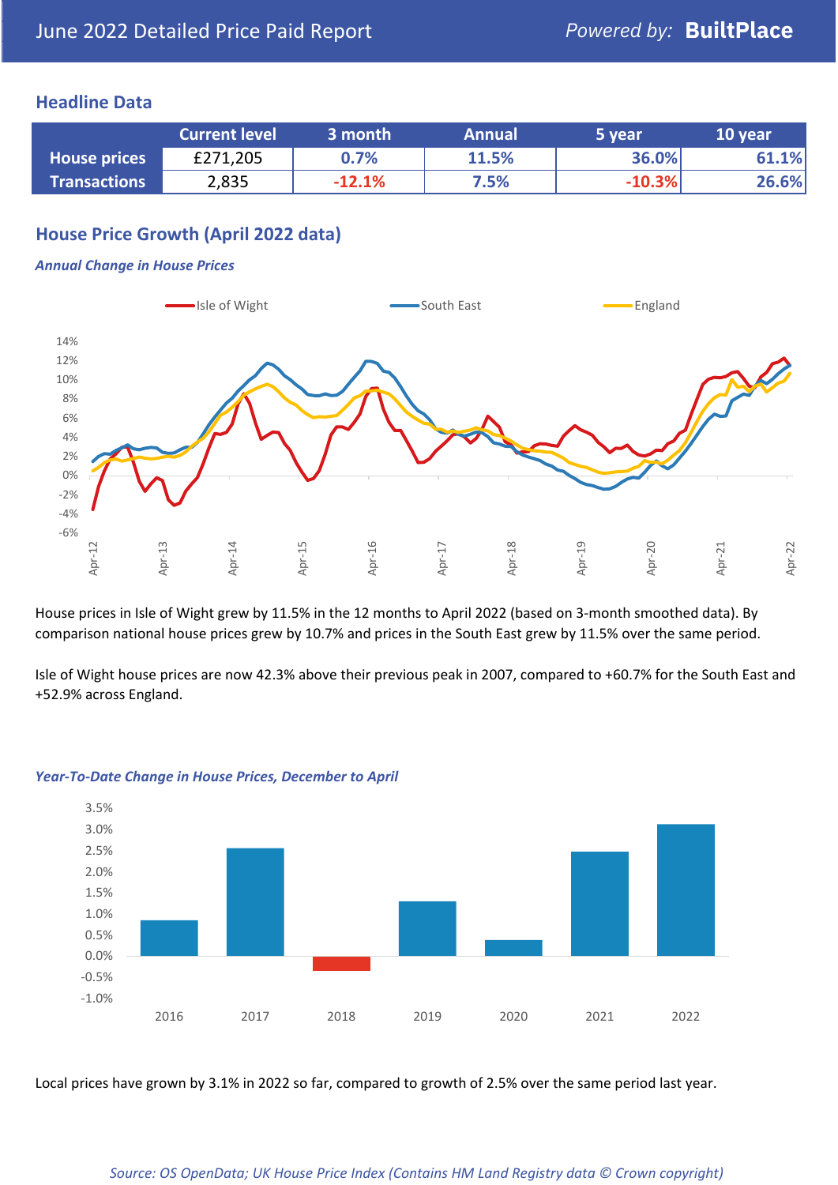# June 2022 Detailed Price Paid Report

*Powered by:* **BuiltPlace**

## Headline Data

| | Current level | 3 month | Annual | 5 year | 10 year |
|---|---|---|---|---|---|
| **House prices** | £271,205 | 0.7% | 11.5% | 36.0% | 61.1% |
| **Transactions** | 2,835 | -12.1% | 7.5% | -10.3% | 26.6% |

## House Price Growth (April 2022 data)

***Annual Change in House Prices***

House prices in Isle of Wight grew by 11.5% in the 12 months to April 2022 (based on 3-month smoothed data). By comparison national house prices grew by 10.7% and prices in the South East grew by 11.5% over the same period.

Isle of Wight house prices are now 42.3% above their previous peak in 2007, compared to +60.7% for the South East and +52.9% across England.

***Year-To-Date Change in House Prices, December to April***

Local prices have grown by 3.1% in 2022 so far, compared to growth of 2.5% over the same period last year.

*Source: OS OpenData; UK House Price Index (Contains HM Land Registry data © Crown copyright)*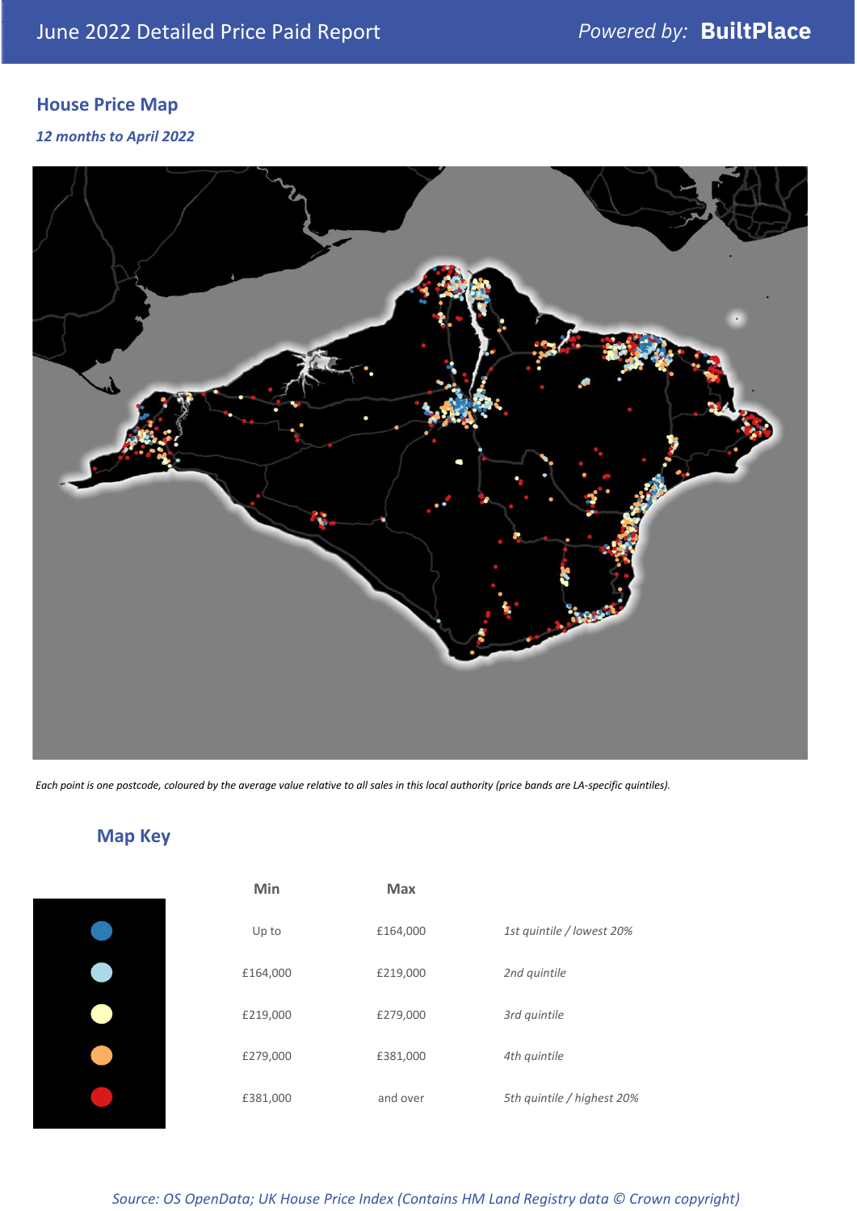## House Price Map

*12 months to April 2022*

*Each point is one postcode, coloured by the average value relative to all sales in this local authority (price bands are LA-specific quintiles).*

## Map Key

| Min | Max | |
|---|---|---|
| Up to | £164,000 | *1st quintile / lowest 20%* |
| £164,000 | £219,000 | *2nd quintile* |
| £219,000 | £279,000 | *3rd quintile* |
| £279,000 | £381,000 | *4th quintile* |
| £381,000 | and over | *5th quintile / highest 20%* |

*Source: OS OpenData; UK House Price Index (Contains HM Land Registry data © Crown copyright)*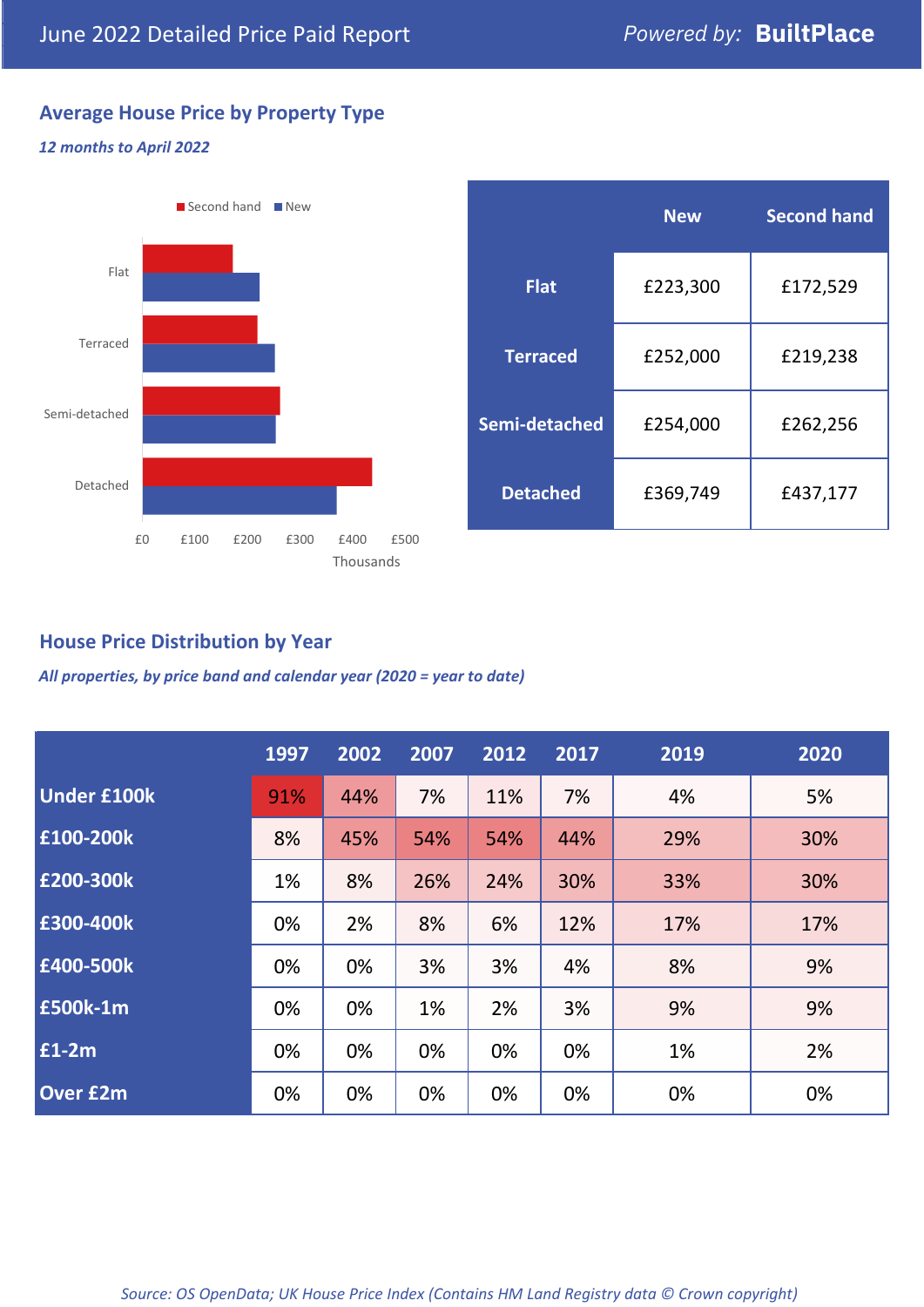June 2022 Detailed Price Paid Report

*Powered by:* **BuiltPlace**

## Average House Price by Property Type

***12 months to April 2022***

| | New | Second hand |
|---|---|---|
| **Flat** | £223,300 | £172,529 |
| **Terraced** | £252,000 | £219,238 |
| **Semi-detached** | £254,000 | £262,256 |
| **Detached** | £369,749 | £437,177 |

## House Price Distribution by Year

***All properties, by price band and calendar year (2020 = year to date)***

| | 1997 | 2002 | 2007 | 2012 | 2017 | 2019 | 2020 |
|---|---|---|---|---|---|---|---|
| **Under £100k** | 91% | 44% | 7% | 11% | 7% | 4% | 5% |
| **£100-200k** | 8% | 45% | 54% | 54% | 44% | 29% | 30% |
| **£200-300k** | 1% | 8% | 26% | 24% | 30% | 33% | 30% |
| **£300-400k** | 0% | 2% | 8% | 6% | 12% | 17% | 17% |
| **£400-500k** | 0% | 0% | 3% | 3% | 4% | 8% | 9% |
| **£500k-1m** | 0% | 0% | 1% | 2% | 3% | 9% | 9% |
| **£1-2m** | 0% | 0% | 0% | 0% | 0% | 1% | 2% |
| **Over £2m** | 0% | 0% | 0% | 0% | 0% | 0% | 0% |

*Source: OS OpenData; UK House Price Index (Contains HM Land Registry data © Crown copyright)*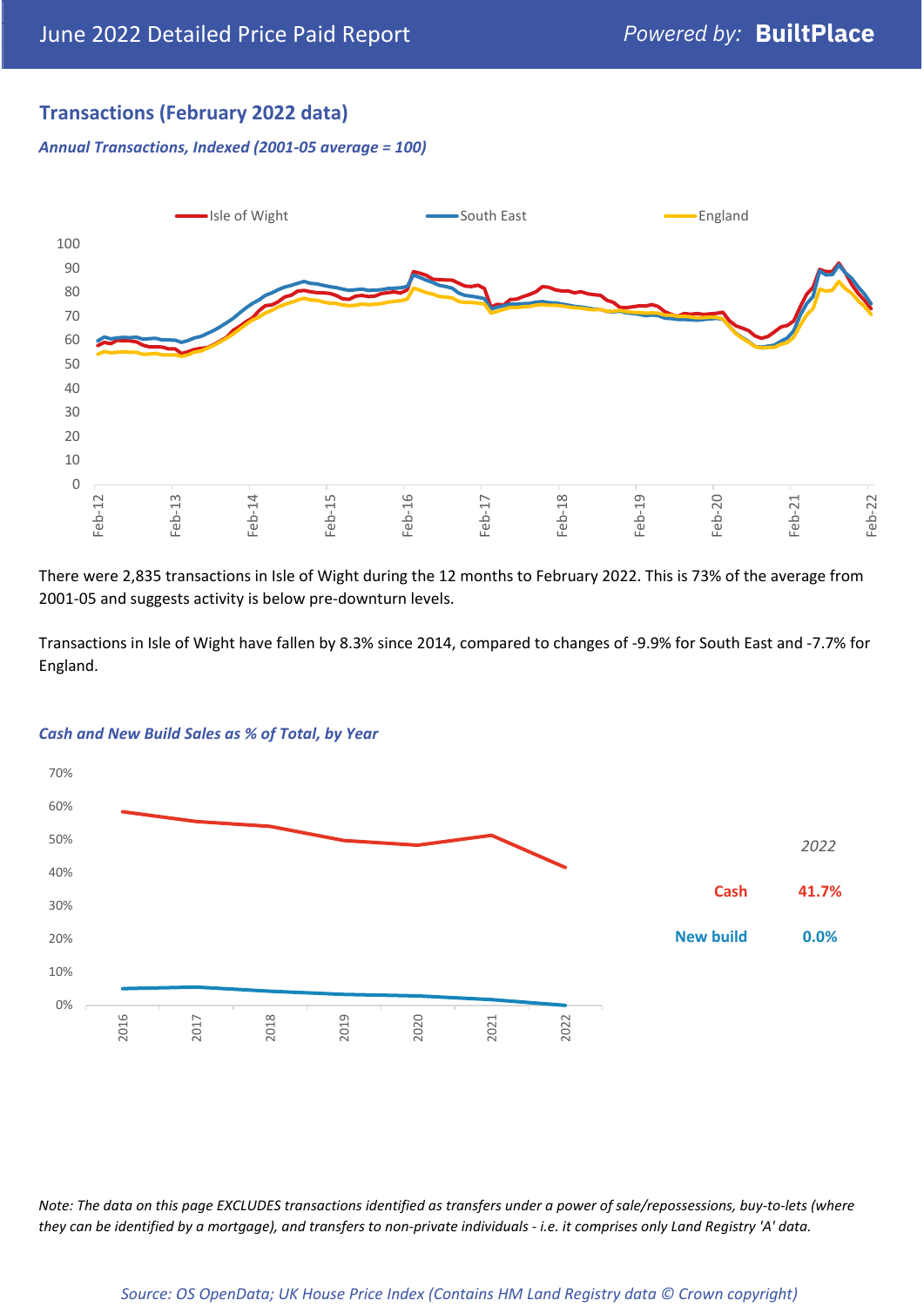## Transactions (February 2022 data)

*Annual Transactions, Indexed (2001-05 average = 100)*

There were 2,835 transactions in Isle of Wight during the 12 months to February 2022. This is 73% of the average from 2001-05 and suggests activity is below pre-downturn levels.

Transactions in Isle of Wight have fallen by 8.3% since 2014, compared to changes of -9.9% for South East and -7.7% for England.

*Cash and New Build Sales as % of Total, by Year*

| 2022 | |
|---|---|
| Cash | 41.7% |
| New build | 0.0% |

*Note: The data on this page EXCLUDES transactions identified as transfers under a power of sale/repossessions, buy-to-lets (where they can be identified by a mortgage), and transfers to non-private individuals - i.e. it comprises only Land Registry 'A' data.*

*Source: OS OpenData; UK House Price Index (Contains HM Land Registry data © Crown copyright)*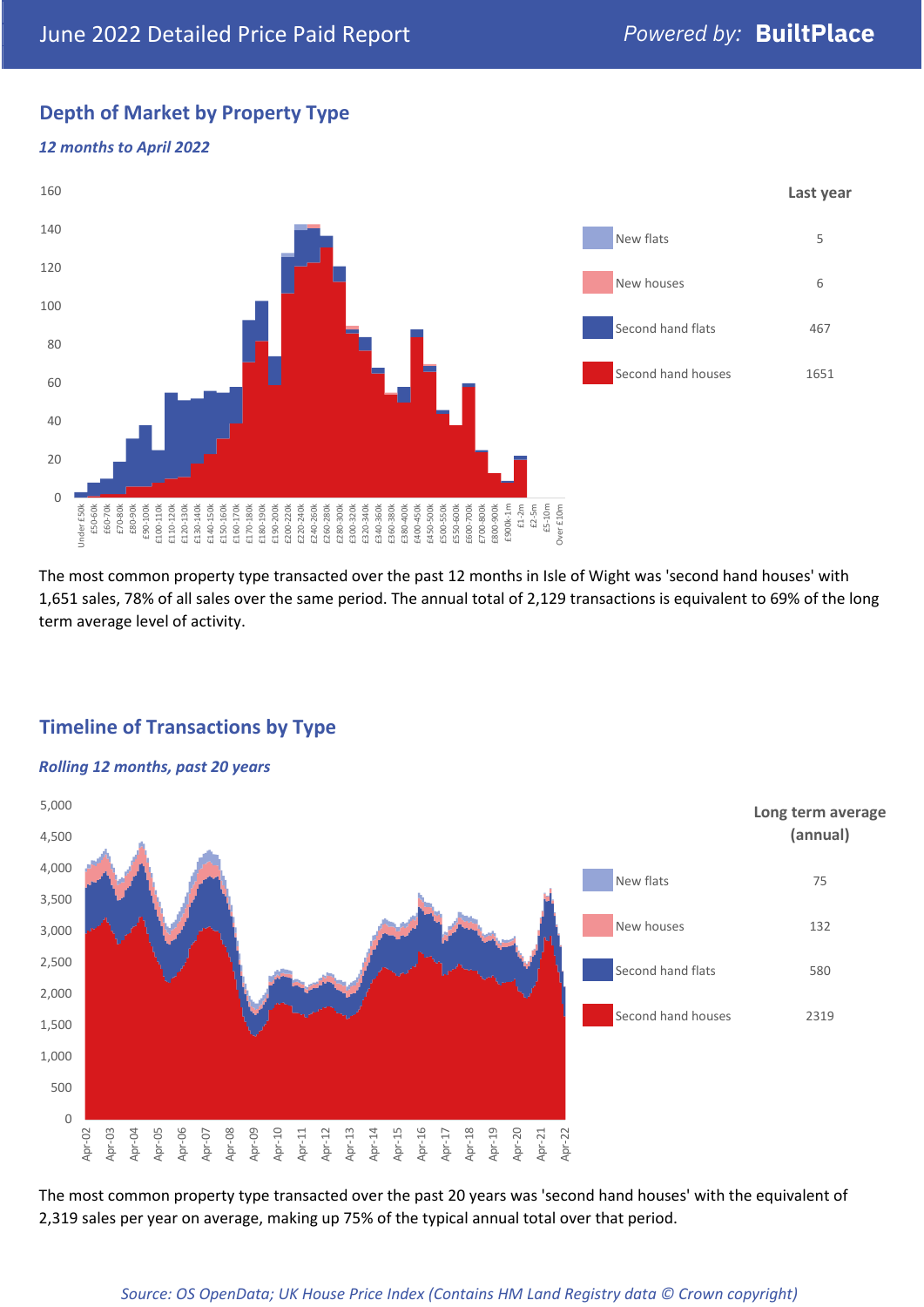June 2022 Detailed Price Paid Report

Powered by: **BuiltPlace**

## Depth of Market by Property Type

*12 months to April 2022*

160
140
120
100
80
60
40
20
0

Under £50k, £50-60k, £60-70k, £70-80k, £80-90k, £90-100k, £100-110k, £110-120k, £120-130k, £130-140k, £140-150k, £150-160k, £160-170k, £170-180k, £180-190k, £190-200k, £200-220k, £220-240k, £240-260k, £260-280k, £280-300k, £300-320k, £320-340k, £340-360k, £360-380k, £380-400k, £400-450k, £450-500k, £500-550k, £550-600k, £600-700k, £700-800k, £800-900k, £900k-1m, £1-2m, £2-5m, £5-10m, Over £10m

**Last year**

New flats 5

New houses 6

Second hand flats 467

Second hand houses 1651

The most common property type transacted over the past 12 months in Isle of Wight was 'second hand houses' with 1,651 sales, 78% of all sales over the same period. The annual total of 2,129 transactions is equivalent to 69% of the long term average level of activity.

## Timeline of Transactions by Type

*Rolling 12 months, past 20 years*

5,000
4,500
4,000
3,500
3,000
2,500
2,000
1,500
1,000
500
0

Apr-02, Apr-03, Apr-04, Apr-05, Apr-06, Apr-07, Apr-08, Apr-09, Apr-10, Apr-11, Apr-12, Apr-13, Apr-14, Apr-15, Apr-16, Apr-17, Apr-18, Apr-19, Apr-20, Apr-21, Apr-22

**Long term average (annual)**

New flats 75

New houses 132

Second hand flats 580

Second hand houses 2319

The most common property type transacted over the past 20 years was 'second hand houses' with the equivalent of 2,319 sales per year on average, making up 75% of the typical annual total over that period.

*Source: OS OpenData; UK House Price Index (Contains HM Land Registry data © Crown copyright)*